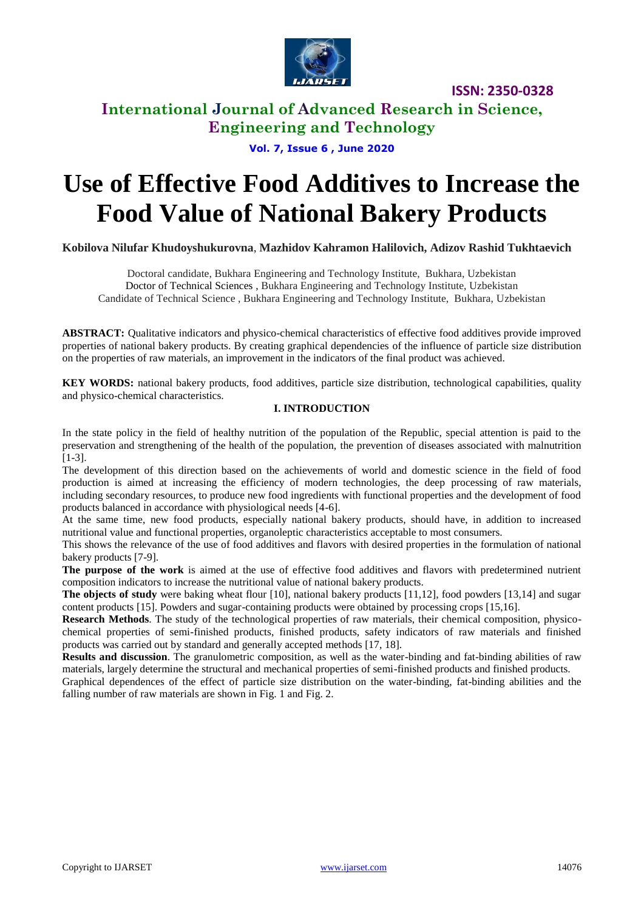# Use of Effective Food Additives to Increase the Food Value of National Bakery Products

**Kobilova Nilufar Khudoyshukurovna**, **Mazhidov Kahramon Halilovich, Adizov Rashid Tukhtaevich**

Doctoral candidate, Bukhara Engineering and Technology Institute, Bukhara, Uzbekistan
Doctor of Technical Sciences , Bukhara Engineering and Technology Institute, Uzbekistan
Candidate of Technical Science , Bukhara Engineering and Technology Institute, Bukhara, Uzbekistan

**ABSTRACT:** Qualitative indicators and physico-chemical characteristics of effective food additives provide improved properties of national bakery products. By creating graphical dependencies of the influence of particle size distribution on the properties of raw materials, an improvement in the indicators of the final product was achieved.

**KEY WORDS:** national bakery products, food additives, particle size distribution, technological capabilities, quality and physico-chemical characteristics.

## I. INTRODUCTION

In the state policy in the field of healthy nutrition of the population of the Republic, special attention is paid to the preservation and strengthening of the health of the population, the prevention of diseases associated with malnutrition [1-3].

The development of this direction based on the achievements of world and domestic science in the field of food production is aimed at increasing the efficiency of modern technologies, the deep processing of raw materials, including secondary resources, to produce new food ingredients with functional properties and the development of food products balanced in accordance with physiological needs [4-6].

At the same time, new food products, especially national bakery products, should have, in addition to increased nutritional value and functional properties, organoleptic characteristics acceptable to most consumers.

This shows the relevance of the use of food additives and flavors with desired properties in the formulation of national bakery products [7-9].

**The purpose of the work** is aimed at the use of effective food additives and flavors with predetermined nutrient composition indicators to increase the nutritional value of national bakery products.

**The objects of study** were baking wheat flour [10], national bakery products [11,12], food powders [13,14] and sugar content products [15]. Powders and sugar-containing products were obtained by processing crops [15,16].

**Research Methods**. The study of the technological properties of raw materials, their chemical composition, physico-chemical properties of semi-finished products, finished products, safety indicators of raw materials and finished products was carried out by standard and generally accepted methods [17, 18].

**Results and discussion**. The granulometric composition, as well as the water-binding and fat-binding abilities of raw materials, largely determine the structural and mechanical properties of semi-finished products and finished products.

Graphical dependences of the effect of particle size distribution on the water-binding, fat-binding abilities and the falling number of raw materials are shown in Fig. 1 and Fig. 2.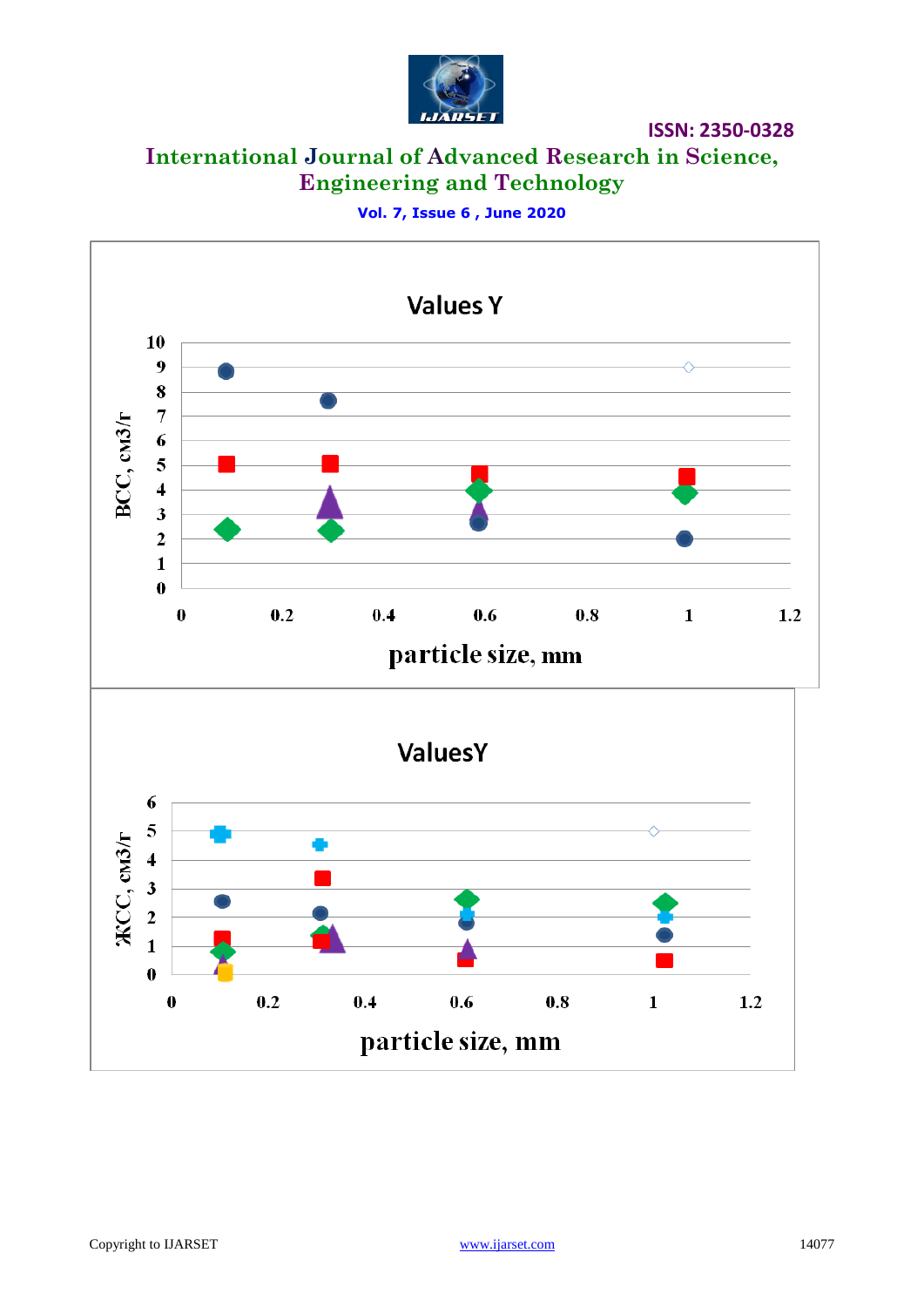**Values Y**

ВСС, см3/г

particle size, mm

**ValuesY**

ЖСС, см3/г

particle size, mm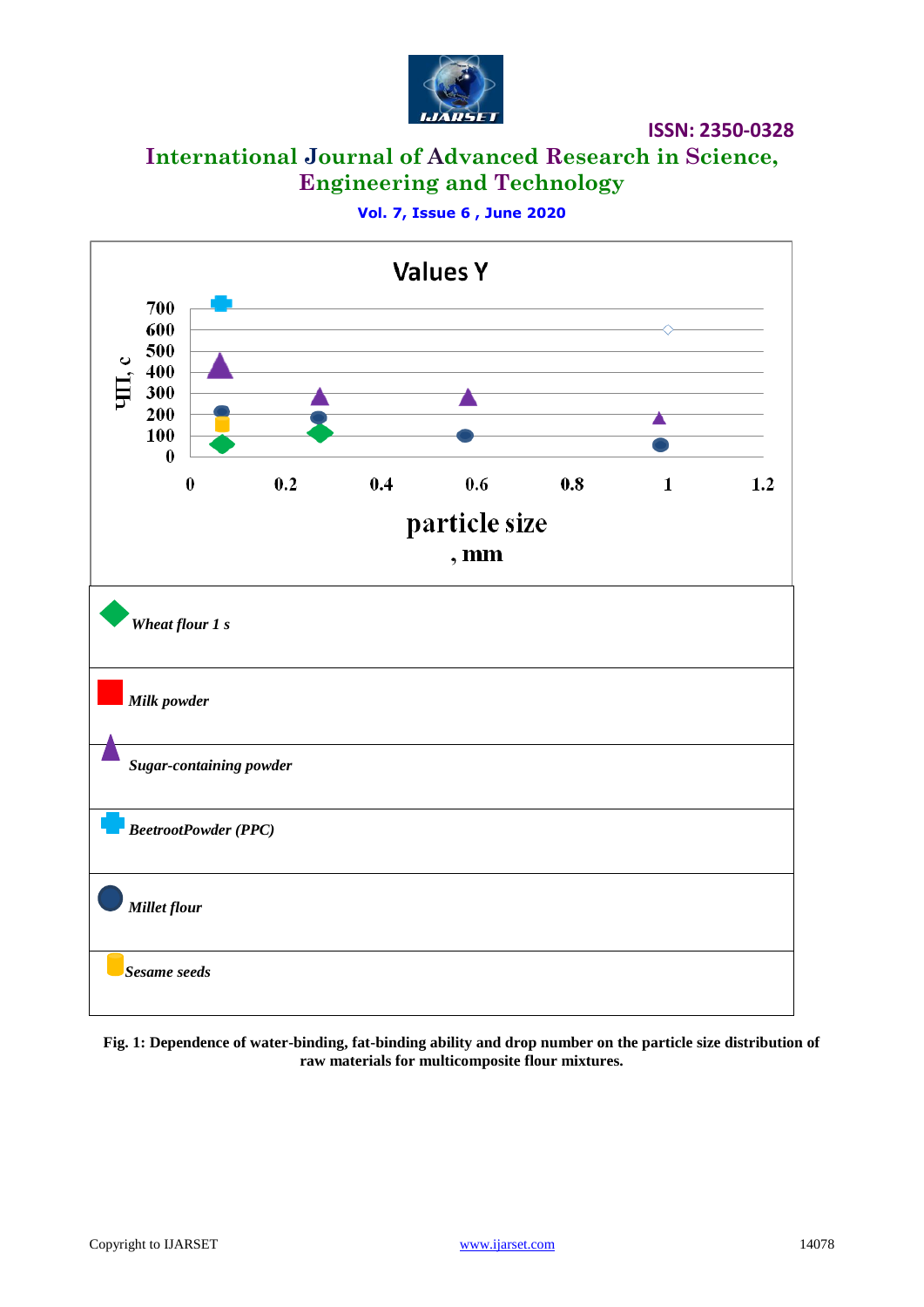Values Y

ЧП, с

particle size, mm

| |
|---|
| Wheat flour 1 s |
| Milk powder |
| Sugar-containing powder |
| BeetrootPowder (PPC) |
| Millet flour |
| Sesame seeds |

**Fig. 1: Dependence of water-binding, fat-binding ability and drop number on the particle size distribution of raw materials for multicomposite flour mixtures.**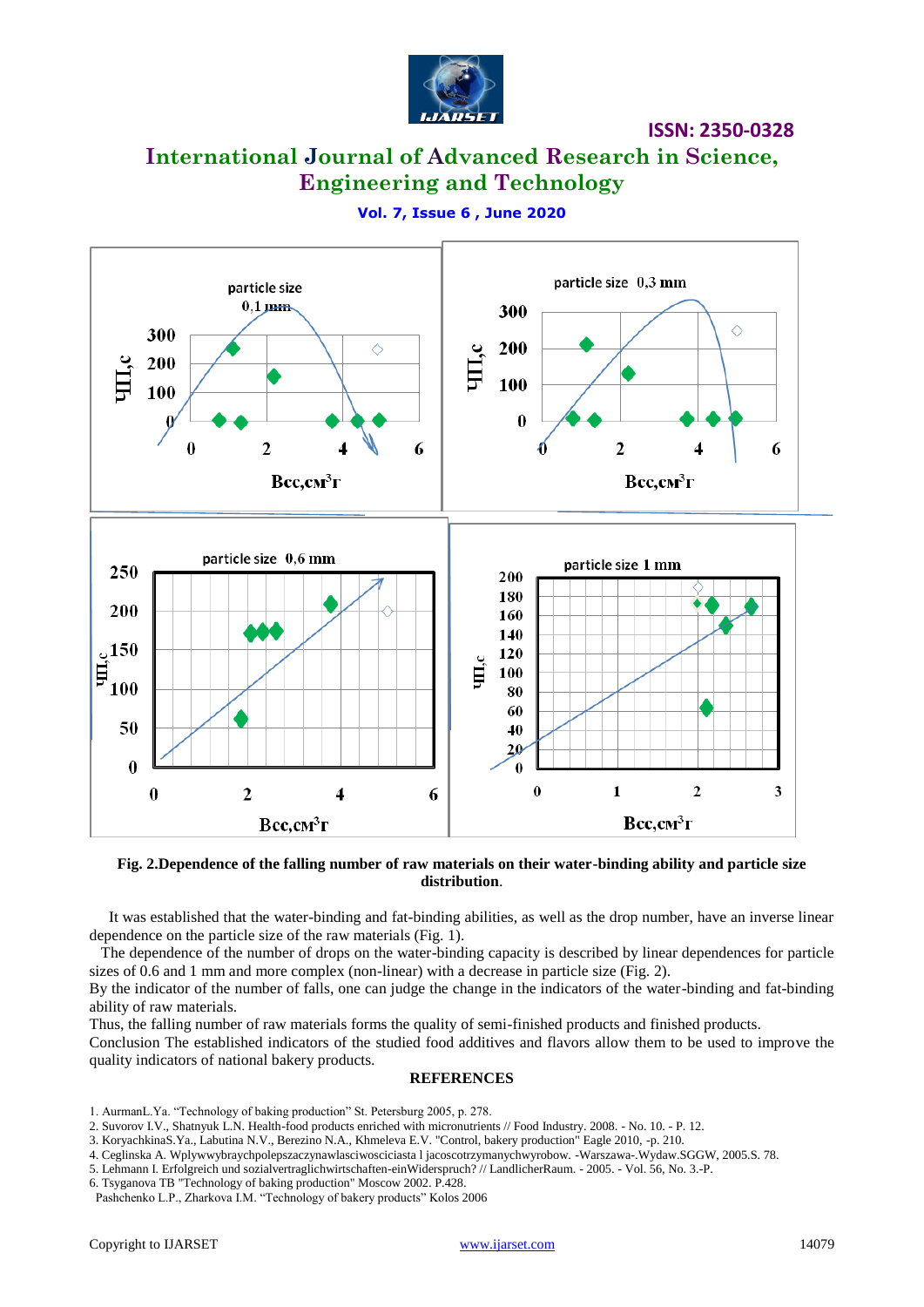**Fig. 2.Dependence of the falling number of raw materials on their water-binding ability and particle size distribution**.

It was established that the water-binding and fat-binding abilities, as well as the drop number, have an inverse linear dependence on the particle size of the raw materials (Fig. 1).

The dependence of the number of drops on the water-binding capacity is described by linear dependences for particle sizes of 0.6 and 1 mm and more complex (non-linear) with a decrease in particle size (Fig. 2).

By the indicator of the number of falls, one can judge the change in the indicators of the water-binding and fat-binding ability of raw materials.

Thus, the falling number of raw materials forms the quality of semi-finished products and finished products.

Conclusion The established indicators of the studied food additives and flavors allow them to be used to improve the quality indicators of national bakery products.

## REFERENCES

1. AurmanL.Ya. "Technology of baking production" St. Petersburg 2005, p. 278.
2. Suvorov I.V., Shatnyuk L.N. Health-food products enriched with micronutrients // Food Industry. 2008. - No. 10. - P. 12.
3. KoryachkinaS.Ya., Labutina N.V., Berezino N.A., Khmeleva E.V. "Control, bakery production" Eagle 2010, -p. 210.
4. Ceglinska A. Wplywwybraychpolepszaczynawlasciwosciciasta l jacoscotrzymanychwyrobow. -Warszawa-.Wydaw.SGGW, 2005.S. 78.
5. Lehmann I. Erfolgreich und sozialvertraglichwirtschaften-einWiderspruch? // LandlicherRaum. - 2005. - Vol. 56, No. 3.-P.
6. Tsyganova TB "Technology of baking production" Moscow 2002. P.428.

Pashchenko L.P., Zharkova I.M. "Technology of bakery products" Kolos 2006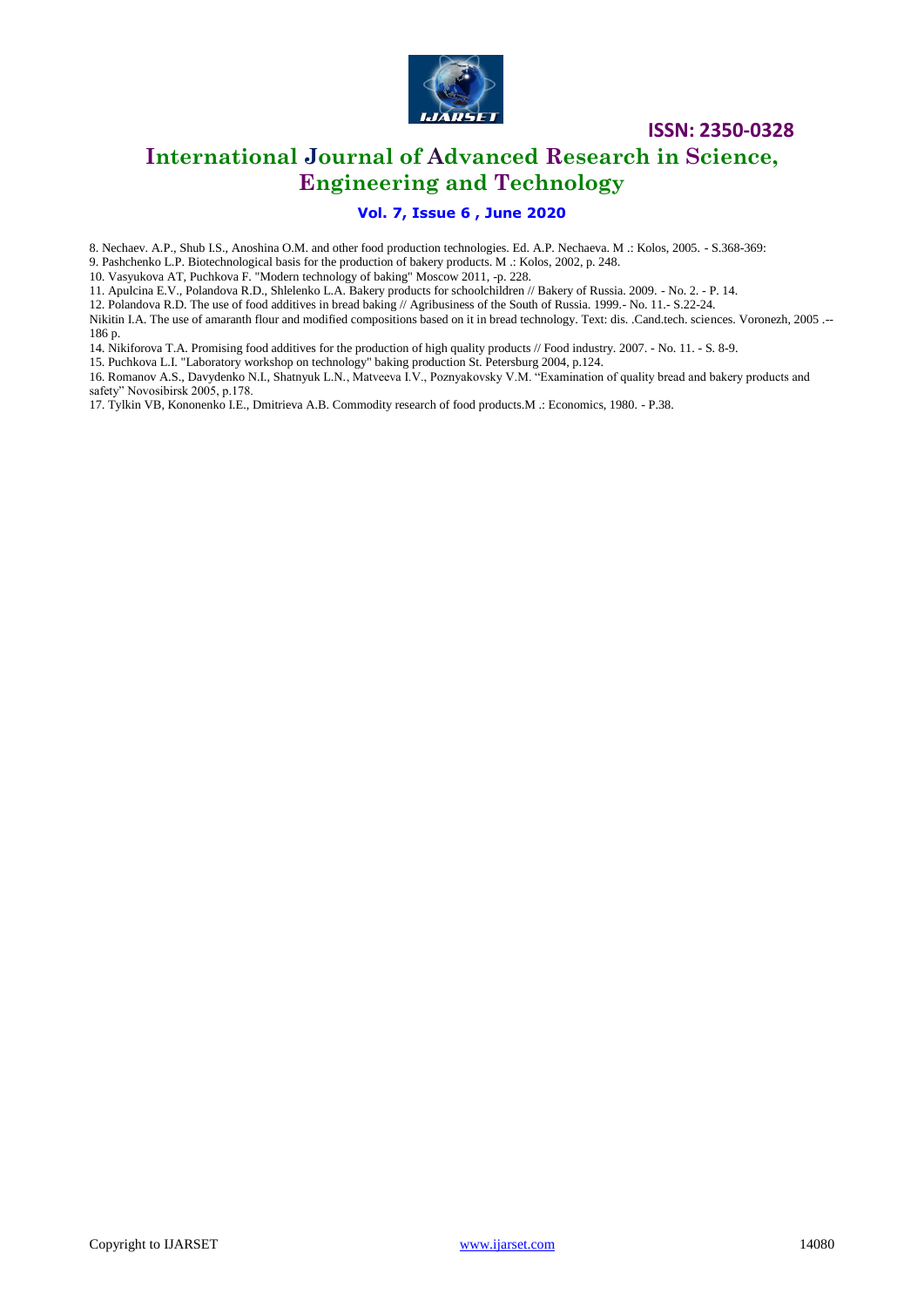8. Nechaev. A.P., Shub I.S., Anoshina O.M. and other food production technologies. Ed. A.P. Nechaeva. M .: Kolos, 2005. - S.368-369:

9. Pashchenko L.P. Biotechnological basis for the production of bakery products. M .: Kolos, 2002, p. 248.

10. Vasyukova AT, Puchkova F. "Modern technology of baking" Moscow 2011, -p. 228.

11. Apulcina E.V., Polandova R.D., Shlelenko L.A. Bakery products for schoolchildren // Bakery of Russia. 2009. - No. 2. - P. 14.

12. Polandova R.D. The use of food additives in bread baking // Agribusiness of the South of Russia. 1999.- No. 11.- S.22-24.

Nikitin I.A. The use of amaranth flour and modified compositions based on it in bread technology. Text: dis. .Cand.tech. sciences. Voronezh, 2005 .-- 186 p.

14. Nikiforova T.A. Promising food additives for the production of high quality products // Food industry. 2007. - No. 11. - S. 8-9.

15. Puchkova L.I. "Laboratory workshop on technology" baking production St. Petersburg 2004, p.124.

16. Romanov A.S., Davydenko N.I., Shatnyuk L.N., Matveeva I.V., Poznyakovsky V.M. "Examination of quality bread and bakery products and safety" Novosibirsk 2005, p.178.

17. Tylkin VB, Kononenko I.E., Dmitrieva A.B. Commodity research of food products.M .: Economics, 1980. - P.38.